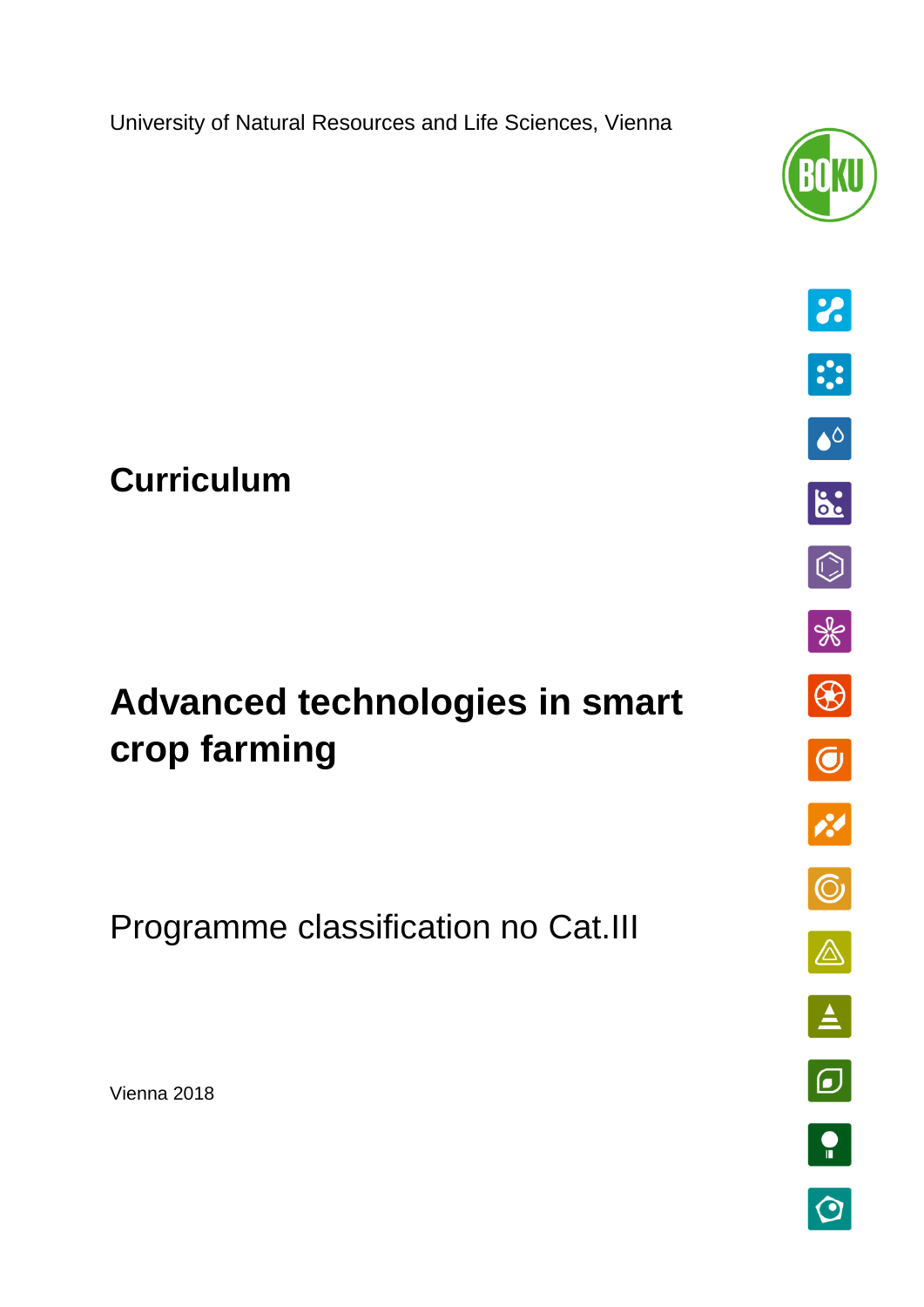University of Natural Resources and Life Sciences, Vienna

# Curriculum

# Advanced technologies in smart crop farming

Programme classification no Cat.III

Vienna 2018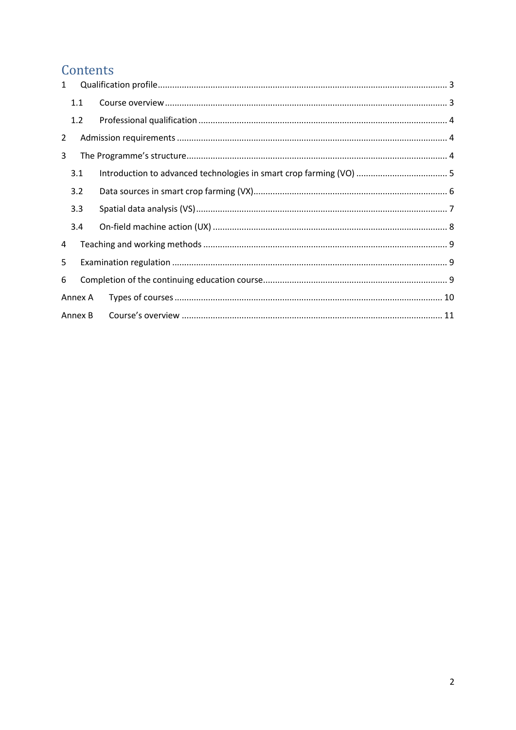# Contents

- 1 Qualification profile ........ 3
  - 1.1 Course overview ........ 3
  - 1.2 Professional qualification ........ 4
- 2 Admission requirements ........ 4
- 3 The Programme's structure ........ 4
  - 3.1 Introduction to advanced technologies in smart crop farming (VO) ........ 5
  - 3.2 Data sources in smart crop farming (VX) ........ 6
  - 3.3 Spatial data analysis (VS) ........ 7
  - 3.4 On-field machine action (UX) ........ 8
- 4 Teaching and working methods ........ 9
- 5 Examination regulation ........ 9
- 6 Completion of the continuing education course ........ 9
- Annex A Types of courses ........ 10
- Annex B Course's overview ........ 11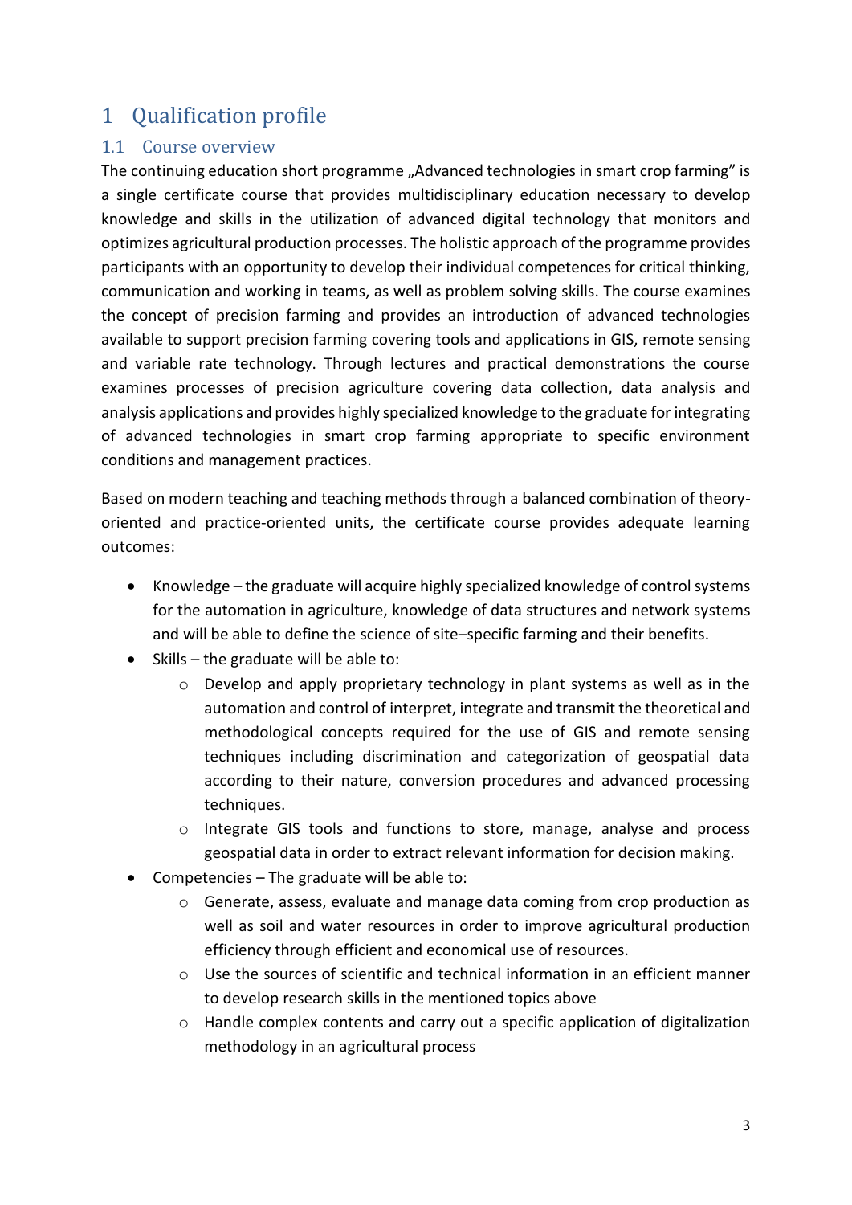# 1 Qualification profile

## 1.1 Course overview

The continuing education short programme „Advanced technologies in smart crop farming" is a single certificate course that provides multidisciplinary education necessary to develop knowledge and skills in the utilization of advanced digital technology that monitors and optimizes agricultural production processes. The holistic approach of the programme provides participants with an opportunity to develop their individual competences for critical thinking, communication and working in teams, as well as problem solving skills. The course examines the concept of precision farming and provides an introduction of advanced technologies available to support precision farming covering tools and applications in GIS, remote sensing and variable rate technology. Through lectures and practical demonstrations the course examines processes of precision agriculture covering data collection, data analysis and analysis applications and provides highly specialized knowledge to the graduate for integrating of advanced technologies in smart crop farming appropriate to specific environment conditions and management practices.

Based on modern teaching and teaching methods through a balanced combination of theory-oriented and practice-oriented units, the certificate course provides adequate learning outcomes:

- Knowledge – the graduate will acquire highly specialized knowledge of control systems for the automation in agriculture, knowledge of data structures and network systems and will be able to define the science of site–specific farming and their benefits.
- Skills – the graduate will be able to:
  - Develop and apply proprietary technology in plant systems as well as in the automation and control of interpret, integrate and transmit the theoretical and methodological concepts required for the use of GIS and remote sensing techniques including discrimination and categorization of geospatial data according to their nature, conversion procedures and advanced processing techniques.
  - Integrate GIS tools and functions to store, manage, analyse and process geospatial data in order to extract relevant information for decision making.
- Competencies – The graduate will be able to:
  - Generate, assess, evaluate and manage data coming from crop production as well as soil and water resources in order to improve agricultural production efficiency through efficient and economical use of resources.
  - Use the sources of scientific and technical information in an efficient manner to develop research skills in the mentioned topics above
  - Handle complex contents and carry out a specific application of digitalization methodology in an agricultural process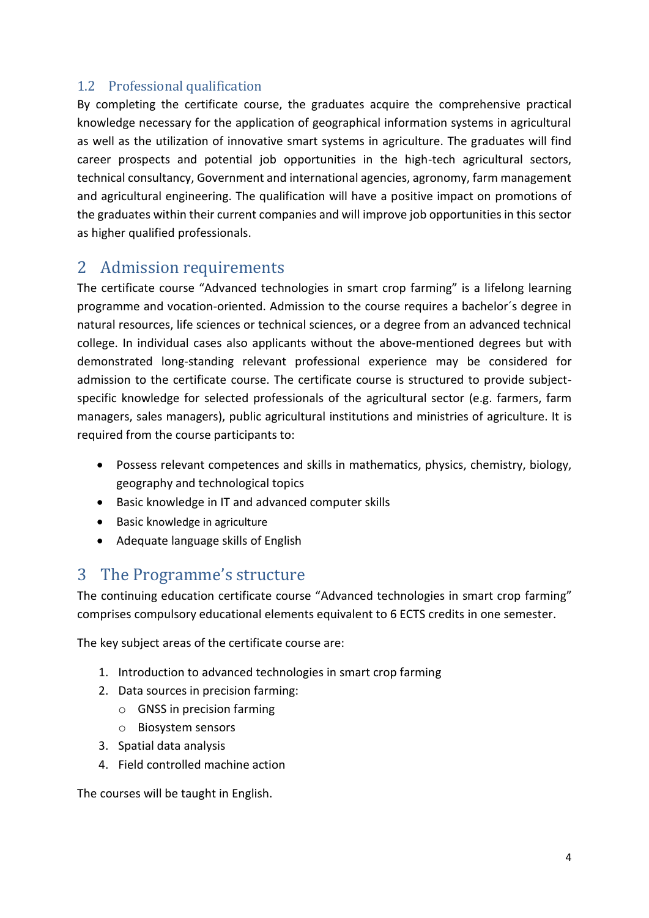### 1.2 Professional qualification

By completing the certificate course, the graduates acquire the comprehensive practical knowledge necessary for the application of geographical information systems in agricultural as well as the utilization of innovative smart systems in agriculture. The graduates will find career prospects and potential job opportunities in the high-tech agricultural sectors, technical consultancy, Government and international agencies, agronomy, farm management and agricultural engineering. The qualification will have a positive impact on promotions of the graduates within their current companies and will improve job opportunities in this sector as higher qualified professionals.

## 2 Admission requirements

The certificate course "Advanced technologies in smart crop farming" is a lifelong learning programme and vocation-oriented. Admission to the course requires a bachelor´s degree in natural resources, life sciences or technical sciences, or a degree from an advanced technical college. In individual cases also applicants without the above-mentioned degrees but with demonstrated long-standing relevant professional experience may be considered for admission to the certificate course. The certificate course is structured to provide subject-specific knowledge for selected professionals of the agricultural sector (e.g. farmers, farm managers, sales managers), public agricultural institutions and ministries of agriculture. It is required from the course participants to:

- Possess relevant competences and skills in mathematics, physics, chemistry, biology, geography and technological topics
- Basic knowledge in IT and advanced computer skills
- Basic knowledge in agriculture
- Adequate language skills of English

## 3 The Programme's structure

The continuing education certificate course "Advanced technologies in smart crop farming" comprises compulsory educational elements equivalent to 6 ECTS credits in one semester.

The key subject areas of the certificate course are:

1. Introduction to advanced technologies in smart crop farming
2. Data sources in precision farming:
   - GNSS in precision farming
   - Biosystem sensors
3. Spatial data analysis
4. Field controlled machine action

The courses will be taught in English.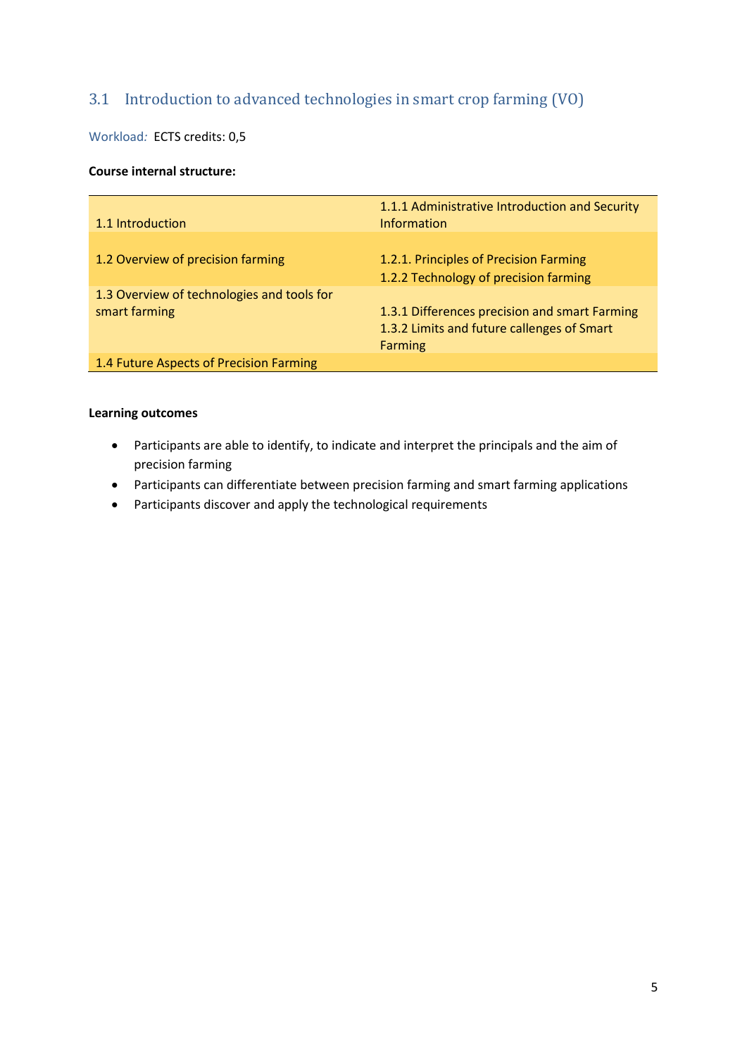## 3.1 Introduction to advanced technologies in smart crop farming (VO)

Workload: ECTS credits: 0,5

**Course internal structure:**

| | |
|---|---|
| 1.1 Introduction | 1.1.1 Administrative Introduction and Security Information |
| 1.2 Overview of precision farming | 1.2.1. Principles of Precision Farming<br>1.2.2 Technology of precision farming |
| 1.3 Overview of technologies and tools for smart farming | 1.3.1 Differences precision and smart Farming<br>1.3.2 Limits and future callenges of Smart Farming |
| 1.4 Future Aspects of Precision Farming | |

**Learning outcomes**

- Participants are able to identify, to indicate and interpret the principals and the aim of precision farming
- Participants can differentiate between precision farming and smart farming applications
- Participants discover and apply the technological requirements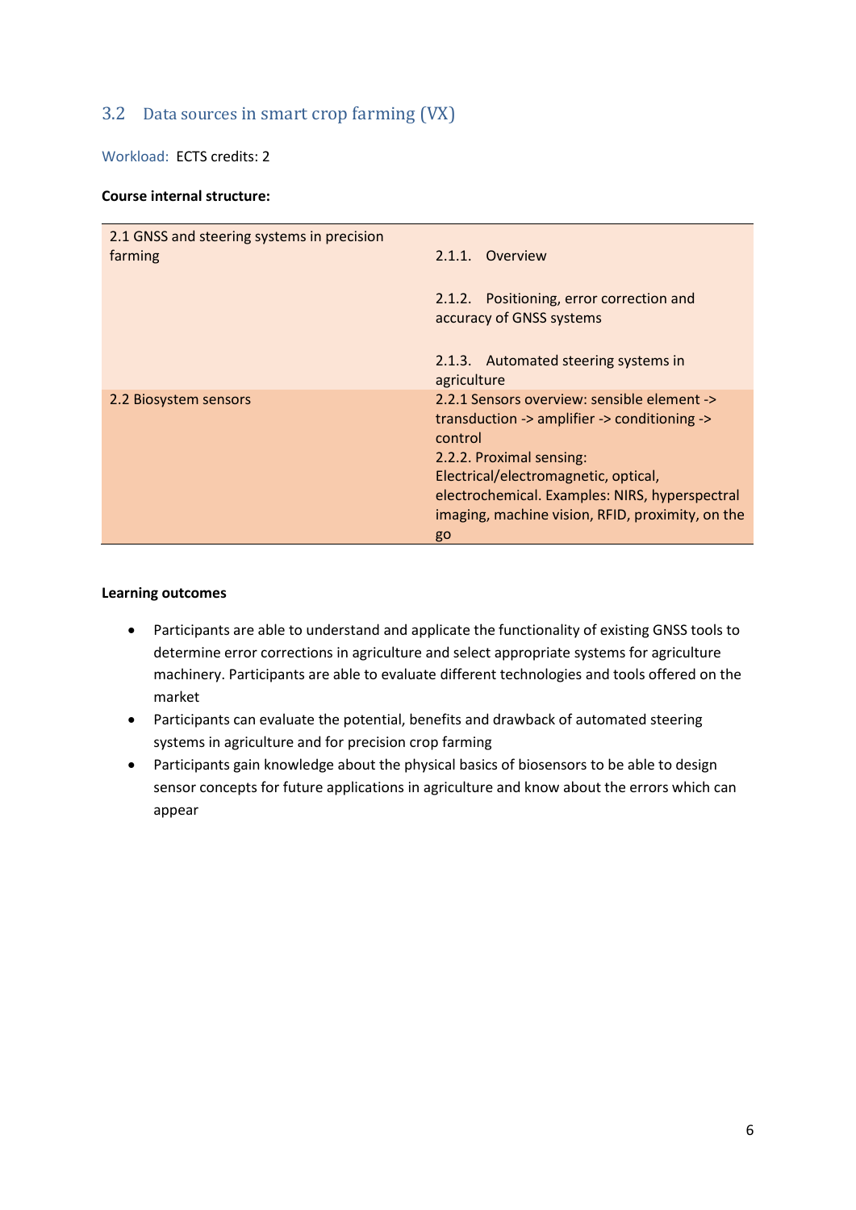## 3.2 Data sources in smart crop farming (VX)

Workload: ECTS credits: 2

**Course internal structure:**

| | |
|---|---|
| 2.1 GNSS and steering systems in precision farming | 2.1.1. Overview<br><br>2.1.2. Positioning, error correction and accuracy of GNSS systems<br><br>2.1.3. Automated steering systems in agriculture |
| 2.2 Biosystem sensors | 2.2.1 Sensors overview: sensible element -> transduction -> amplifier -> conditioning -> control<br>2.2.2. Proximal sensing: Electrical/electromagnetic, optical, electrochemical. Examples: NIRS, hyperspectral imaging, machine vision, RFID, proximity, on the go |

**Learning outcomes**

- Participants are able to understand and applicate the functionality of existing GNSS tools to determine error corrections in agriculture and select appropriate systems for agriculture machinery. Participants are able to evaluate different technologies and tools offered on the market
- Participants can evaluate the potential, benefits and drawback of automated steering systems in agriculture and for precision crop farming
- Participants gain knowledge about the physical basics of biosensors to be able to design sensor concepts for future applications in agriculture and know about the errors which can appear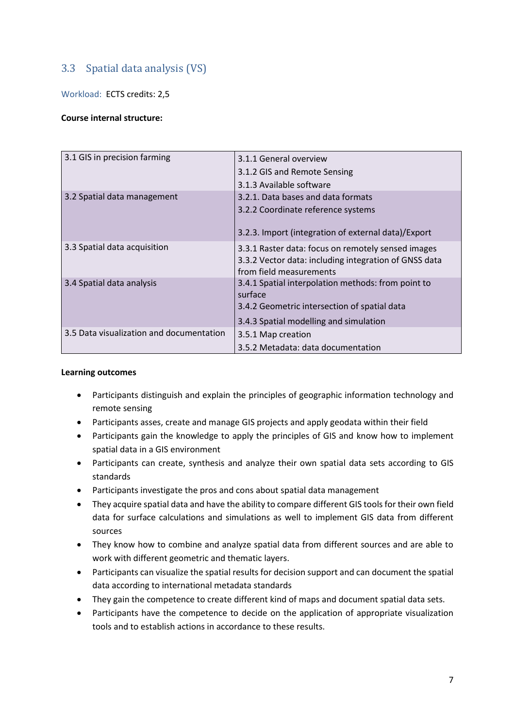## 3.3 Spatial data analysis (VS)

Workload: ECTS credits: 2,5

**Course internal structure:**

| | |
|---|---|
| 3.1 GIS in precision farming | 3.1.1 General overview<br>3.1.2 GIS and Remote Sensing<br>3.1.3 Available software |
| 3.2 Spatial data management | 3.2.1. Data bases and data formats<br>3.2.2 Coordinate reference systems<br>3.2.3. Import (integration of external data)/Export |
| 3.3 Spatial data acquisition | 3.3.1 Raster data: focus on remotely sensed images<br>3.3.2 Vector data: including integration of GNSS data from field measurements |
| 3.4 Spatial data analysis | 3.4.1 Spatial interpolation methods: from point to surface<br>3.4.2 Geometric intersection of spatial data<br>3.4.3 Spatial modelling and simulation |
| 3.5 Data visualization and documentation | 3.5.1 Map creation<br>3.5.2 Metadata: data documentation |

**Learning outcomes**

- Participants distinguish and explain the principles of geographic information technology and remote sensing
- Participants asses, create and manage GIS projects and apply geodata within their field
- Participants gain the knowledge to apply the principles of GIS and know how to implement spatial data in a GIS environment
- Participants can create, synthesis and analyze their own spatial data sets according to GIS standards
- Participants investigate the pros and cons about spatial data management
- They acquire spatial data and have the ability to compare different GIS tools for their own field data for surface calculations and simulations as well to implement GIS data from different sources
- They know how to combine and analyze spatial data from different sources and are able to work with different geometric and thematic layers.
- Participants can visualize the spatial results for decision support and can document the spatial data according to international metadata standards
- They gain the competence to create different kind of maps and document spatial data sets.
- Participants have the competence to decide on the application of appropriate visualization tools and to establish actions in accordance to these results.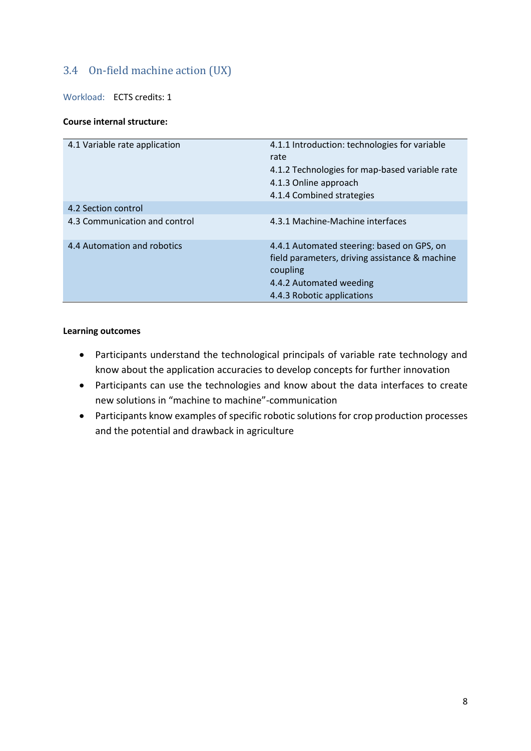## 3.4 On-field machine action (UX)

Workload: ECTS credits: 1

**Course internal structure:**

| | |
|---|---|
| 4.1 Variable rate application | 4.1.1 Introduction: technologies for variable rate<br>4.1.2 Technologies for map-based variable rate<br>4.1.3 Online approach<br>4.1.4 Combined strategies |
| 4.2 Section control | |
| 4.3 Communication and control | 4.3.1 Machine-Machine interfaces |
| 4.4 Automation and robotics | 4.4.1 Automated steering: based on GPS, on field parameters, driving assistance & machine coupling<br>4.4.2 Automated weeding<br>4.4.3 Robotic applications |

**Learning outcomes**

- Participants understand the technological principals of variable rate technology and know about the application accuracies to develop concepts for further innovation
- Participants can use the technologies and know about the data interfaces to create new solutions in "machine to machine"-communication
- Participants know examples of specific robotic solutions for crop production processes and the potential and drawback in agriculture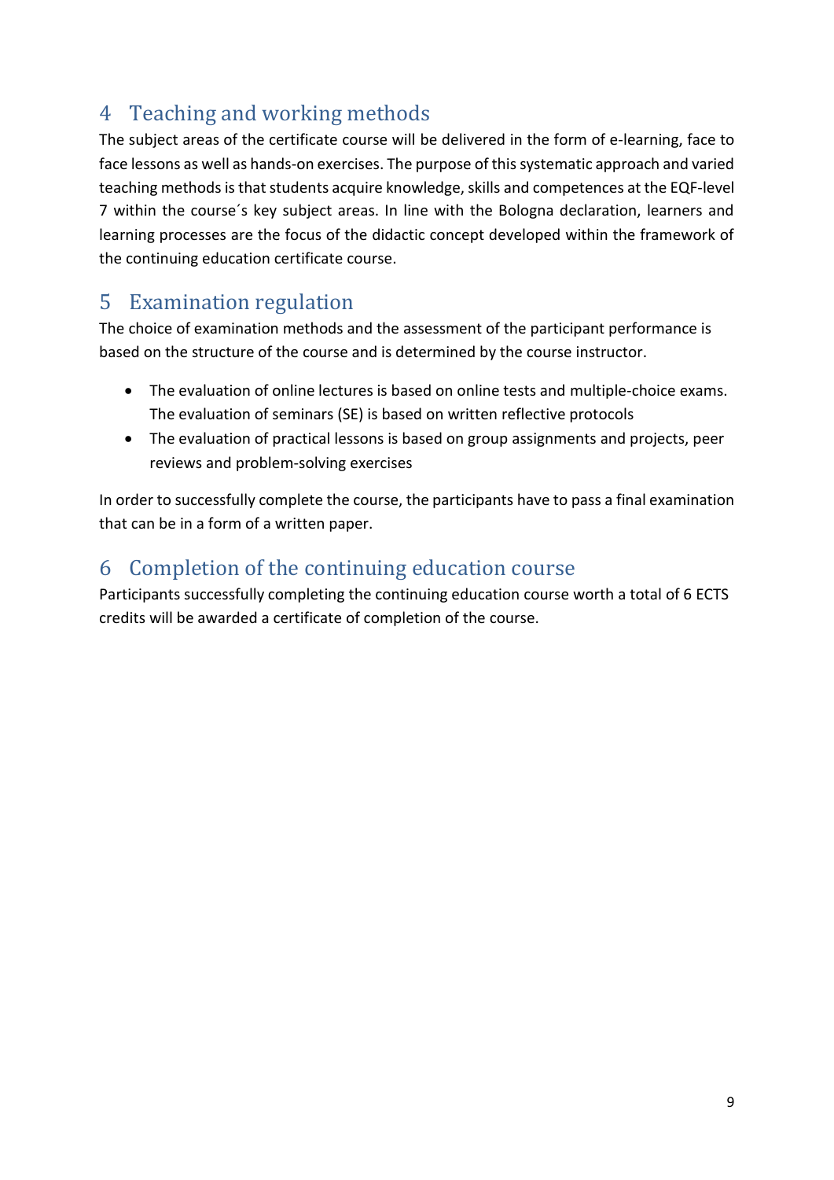# 4 Teaching and working methods

The subject areas of the certificate course will be delivered in the form of e-learning, face to face lessons as well as hands-on exercises. The purpose of this systematic approach and varied teaching methods is that students acquire knowledge, skills and competences at the EQF-level 7 within the course´s key subject areas. In line with the Bologna declaration, learners and learning processes are the focus of the didactic concept developed within the framework of the continuing education certificate course.

# 5 Examination regulation

The choice of examination methods and the assessment of the participant performance is based on the structure of the course and is determined by the course instructor.

- The evaluation of online lectures is based on online tests and multiple-choice exams. The evaluation of seminars (SE) is based on written reflective protocols
- The evaluation of practical lessons is based on group assignments and projects, peer reviews and problem-solving exercises

In order to successfully complete the course, the participants have to pass a final examination that can be in a form of a written paper.

# 6 Completion of the continuing education course

Participants successfully completing the continuing education course worth a total of 6 ECTS credits will be awarded a certificate of completion of the course.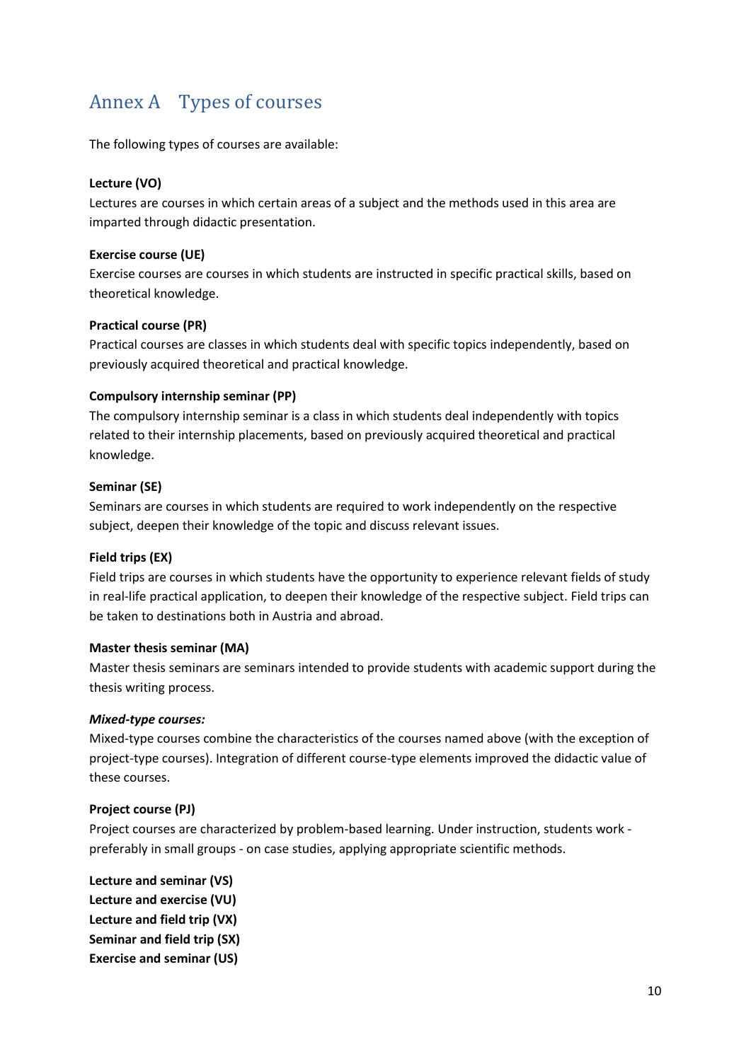# Annex A Types of courses

The following types of courses are available:

**Lecture (VO)**

Lectures are courses in which certain areas of a subject and the methods used in this area are imparted through didactic presentation.

**Exercise course (UE)**

Exercise courses are courses in which students are instructed in specific practical skills, based on theoretical knowledge.

**Practical course (PR)**

Practical courses are classes in which students deal with specific topics independently, based on previously acquired theoretical and practical knowledge.

**Compulsory internship seminar (PP)**

The compulsory internship seminar is a class in which students deal independently with topics related to their internship placements, based on previously acquired theoretical and practical knowledge.

**Seminar (SE)**

Seminars are courses in which students are required to work independently on the respective subject, deepen their knowledge of the topic and discuss relevant issues.

**Field trips (EX)**

Field trips are courses in which students have the opportunity to experience relevant fields of study in real-life practical application, to deepen their knowledge of the respective subject. Field trips can be taken to destinations both in Austria and abroad.

**Master thesis seminar (MA)**

Master thesis seminars are seminars intended to provide students with academic support during the thesis writing process.

***Mixed-type courses:***

Mixed-type courses combine the characteristics of the courses named above (with the exception of project-type courses). Integration of different course-type elements improved the didactic value of these courses.

**Project course (PJ)**

Project courses are characterized by problem-based learning. Under instruction, students work - preferably in small groups - on case studies, applying appropriate scientific methods.

**Lecture and seminar (VS)**
**Lecture and exercise (VU)**
**Lecture and field trip (VX)**
**Seminar and field trip (SX)**
**Exercise and seminar (US)**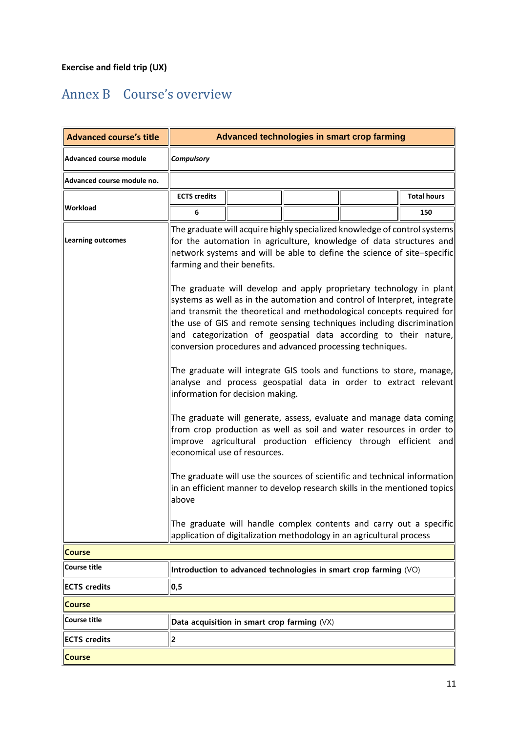**Exercise and field trip (UX)**

# Annex B Course's overview

| **Advanced course's title** | **Advanced technologies in smart crop farming** | | | | |
|---|---|---|---|---|---|
| **Advanced course module** | ***Compulsory*** | | | | |
| **Advanced course module no.** | | | | | |
| **Workload** | **ECTS credits** | | | | **Total hours** |
| | **6** | | | | **150** |
| **Learning outcomes** | The graduate will acquire highly specialized knowledge of control systems for the automation in agriculture, knowledge of data structures and network systems and will be able to define the science of site–specific farming and their benefits.<br><br>The graduate will develop and apply proprietary technology in plant systems as well as in the automation and control of Interpret, integrate and transmit the theoretical and methodological concepts required for the use of GIS and remote sensing techniques including discrimination and categorization of geospatial data according to their nature, conversion procedures and advanced processing techniques.<br><br>The graduate will integrate GIS tools and functions to store, manage, analyse and process geospatial data in order to extract relevant information for decision making.<br><br>The graduate will generate, assess, evaluate and manage data coming from crop production as well as soil and water resources in order to improve agricultural production efficiency through efficient and economical use of resources.<br><br>The graduate will use the sources of scientific and technical information in an efficient manner to develop research skills in the mentioned topics above<br><br>The graduate will handle complex contents and carry out a specific application of digitalization methodology in an agricultural process | | | | |
| **Course** | | | | | |
| **Course title** | **Introduction to advanced technologies in smart crop farming** (VO) | | | | |
| **ECTS credits** | **0,5** | | | | |
| **Course** | | | | | |
| **Course title** | **Data acquisition in smart crop farming** (VX) | | | | |
| **ECTS credits** | **2** | | | | |
| **Course** | | | | | |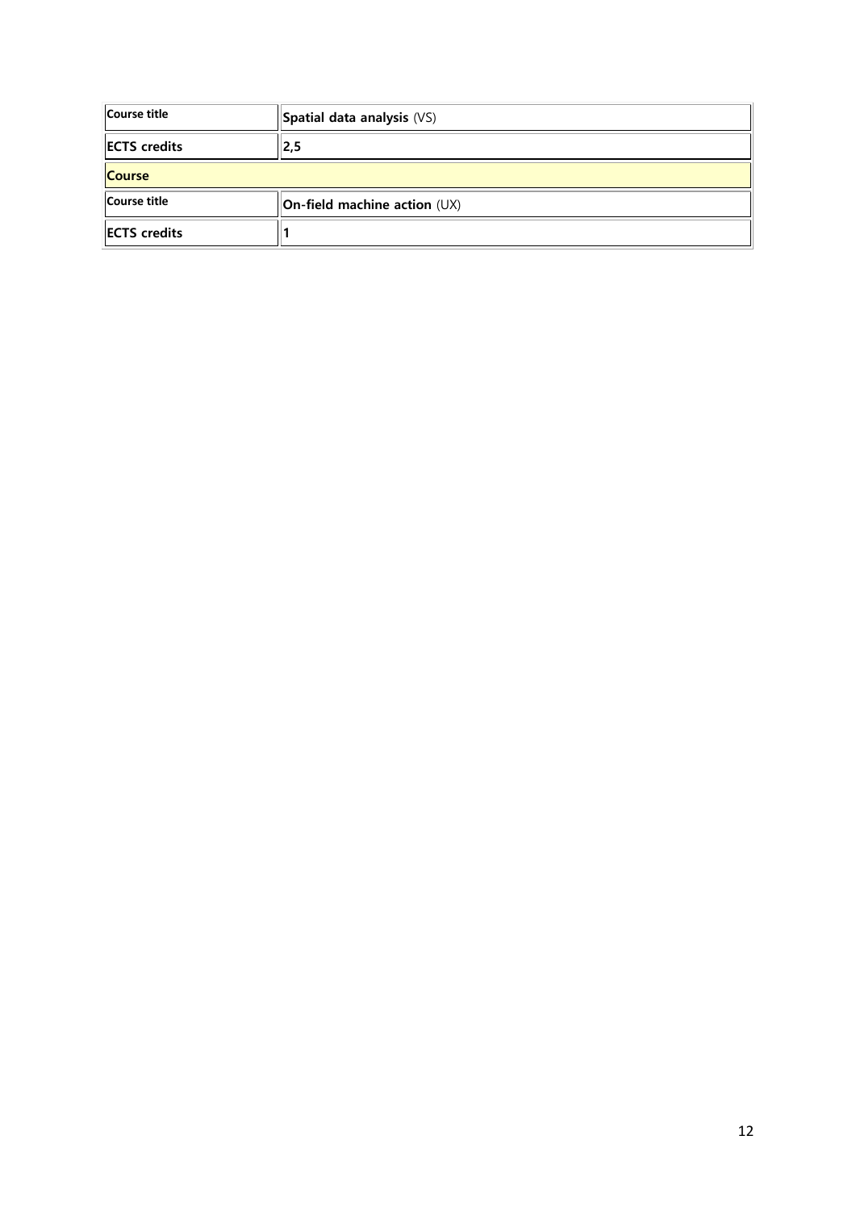| Course title | **Spatial data analysis** (VS) |
| --- | --- |
| **ECTS credits** | **2,5** |
| **Course** | |
| Course title | **On-field machine action** (UX) |
| **ECTS credits** | **1** |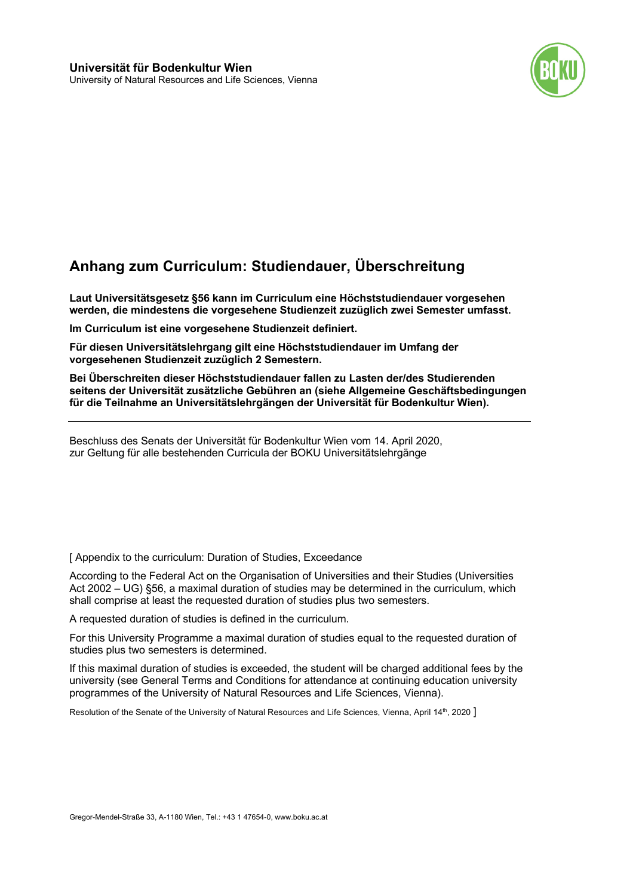**Universität für Bodenkultur Wien**
University of Natural Resources and Life Sciences, Vienna

# Anhang zum Curriculum: Studiendauer, Überschreitung

**Laut Universitätsgesetz §56 kann im Curriculum eine Höchststudiendauer vorgesehen werden, die mindestens die vorgesehene Studienzeit zuzüglich zwei Semester umfasst.**

**Im Curriculum ist eine vorgesehene Studienzeit definiert.**

**Für diesen Universitätslehrgang gilt eine Höchststudiendauer im Umfang der vorgesehenen Studienzeit zuzüglich 2 Semestern.**

**Bei Überschreiten dieser Höchststudiendauer fallen zu Lasten der/des Studierenden seitens der Universität zusätzliche Gebühren an (siehe Allgemeine Geschäftsbedingungen für die Teilnahme an Universitätslehrgängen der Universität für Bodenkultur Wien).**

---

Beschluss des Senats der Universität für Bodenkultur Wien vom 14. April 2020,
zur Geltung für alle bestehenden Curricula der BOKU Universitätslehrgänge

[ Appendix to the curriculum: Duration of Studies, Exceedance

According to the Federal Act on the Organisation of Universities and their Studies (Universities Act 2002 – UG) §56, a maximal duration of studies may be determined in the curriculum, which shall comprise at least the requested duration of studies plus two semesters.

A requested duration of studies is defined in the curriculum.

For this University Programme a maximal duration of studies equal to the requested duration of studies plus two semesters is determined.

If this maximal duration of studies is exceeded, the student will be charged additional fees by the university (see General Terms and Conditions for attendance at continuing education university programmes of the University of Natural Resources and Life Sciences, Vienna).

Resolution of the Senate of the University of Natural Resources and Life Sciences, Vienna, April 14th, 2020 ]

Gregor-Mendel-Straße 33, A-1180 Wien, Tel.: +43 1 47654-0, www.boku.ac.at